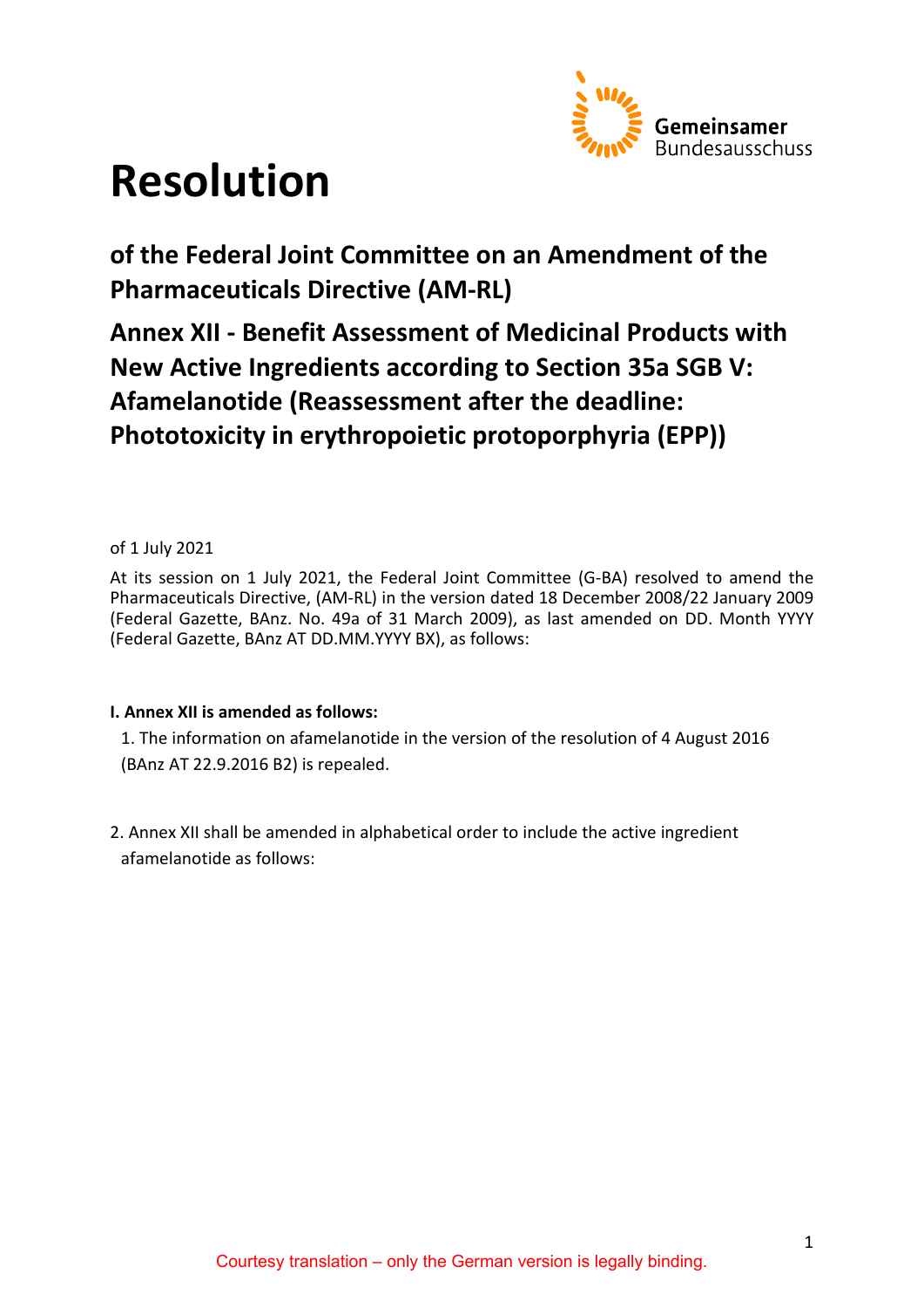# Resolution

## of the Federal Joint Committee on an Amendment of the Pharmaceuticals Directive (AM-RL)

## Annex XII - Benefit Assessment of Medicinal Products with New Active Ingredients according to Section 35a SGB V: Afamelanotide (Reassessment after the deadline: Phototoxicity in erythropoietic protoporphyria (EPP))

of 1 July 2021

At its session on 1 July 2021, the Federal Joint Committee (G-BA) resolved to amend the Pharmaceuticals Directive, (AM-RL) in the version dated 18 December 2008/22 January 2009 (Federal Gazette, BAnz. No. 49a of 31 March 2009), as last amended on DD. Month YYYY (Federal Gazette, BAnz AT DD.MM.YYYY BX), as follows:

**I. Annex XII is amended as follows:**

1. The information on afamelanotide in the version of the resolution of 4 August 2016 (BAnz AT 22.9.2016 B2) is repealed.

2. Annex XII shall be amended in alphabetical order to include the active ingredient afamelanotide as follows:

Courtesy translation – only the German version is legally binding.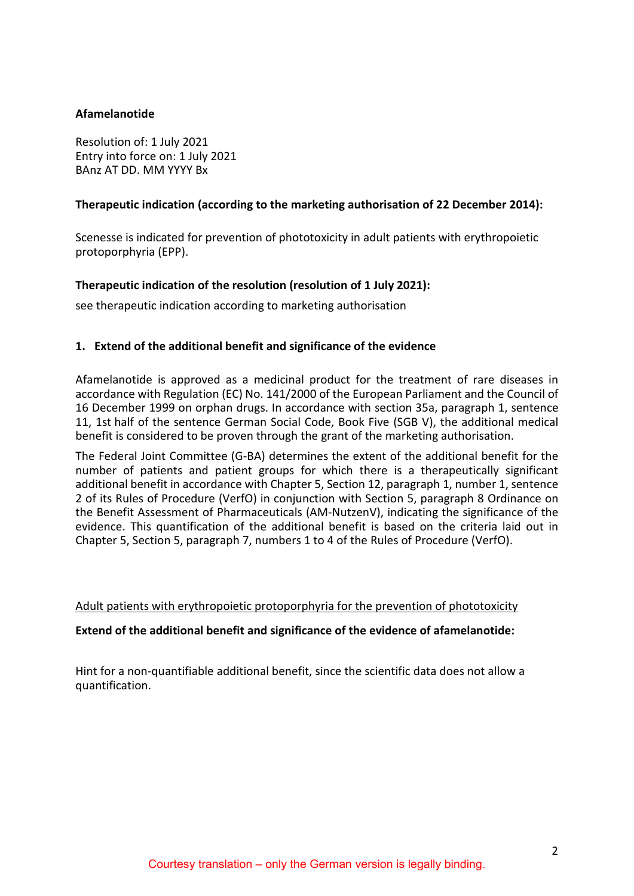**Afamelanotide**

Resolution of: 1 July 2021
Entry into force on: 1 July 2021
BAnz AT DD. MM YYYY Bx

**Therapeutic indication (according to the marketing authorisation of 22 December 2014):**

Scenesse is indicated for prevention of phototoxicity in adult patients with erythropoietic protoporphyria (EPP).

**Therapeutic indication of the resolution (resolution of 1 July 2021):**

see therapeutic indication according to marketing authorisation

## 1. Extend of the additional benefit and significance of the evidence

Afamelanotide is approved as a medicinal product for the treatment of rare diseases in accordance with Regulation (EC) No. 141/2000 of the European Parliament and the Council of 16 December 1999 on orphan drugs. In accordance with section 35a, paragraph 1, sentence 11, 1st half of the sentence German Social Code, Book Five (SGB V), the additional medical benefit is considered to be proven through the grant of the marketing authorisation.

The Federal Joint Committee (G-BA) determines the extent of the additional benefit for the number of patients and patient groups for which there is a therapeutically significant additional benefit in accordance with Chapter 5, Section 12, paragraph 1, number 1, sentence 2 of its Rules of Procedure (VerfO) in conjunction with Section 5, paragraph 8 Ordinance on the Benefit Assessment of Pharmaceuticals (AM-NutzenV), indicating the significance of the evidence. This quantification of the additional benefit is based on the criteria laid out in Chapter 5, Section 5, paragraph 7, numbers 1 to 4 of the Rules of Procedure (VerfO).

Adult patients with erythropoietic protoporphyria for the prevention of phototoxicity

**Extend of the additional benefit and significance of the evidence of afamelanotide:**

Hint for a non-quantifiable additional benefit, since the scientific data does not allow a quantification.

Courtesy translation – only the German version is legally binding.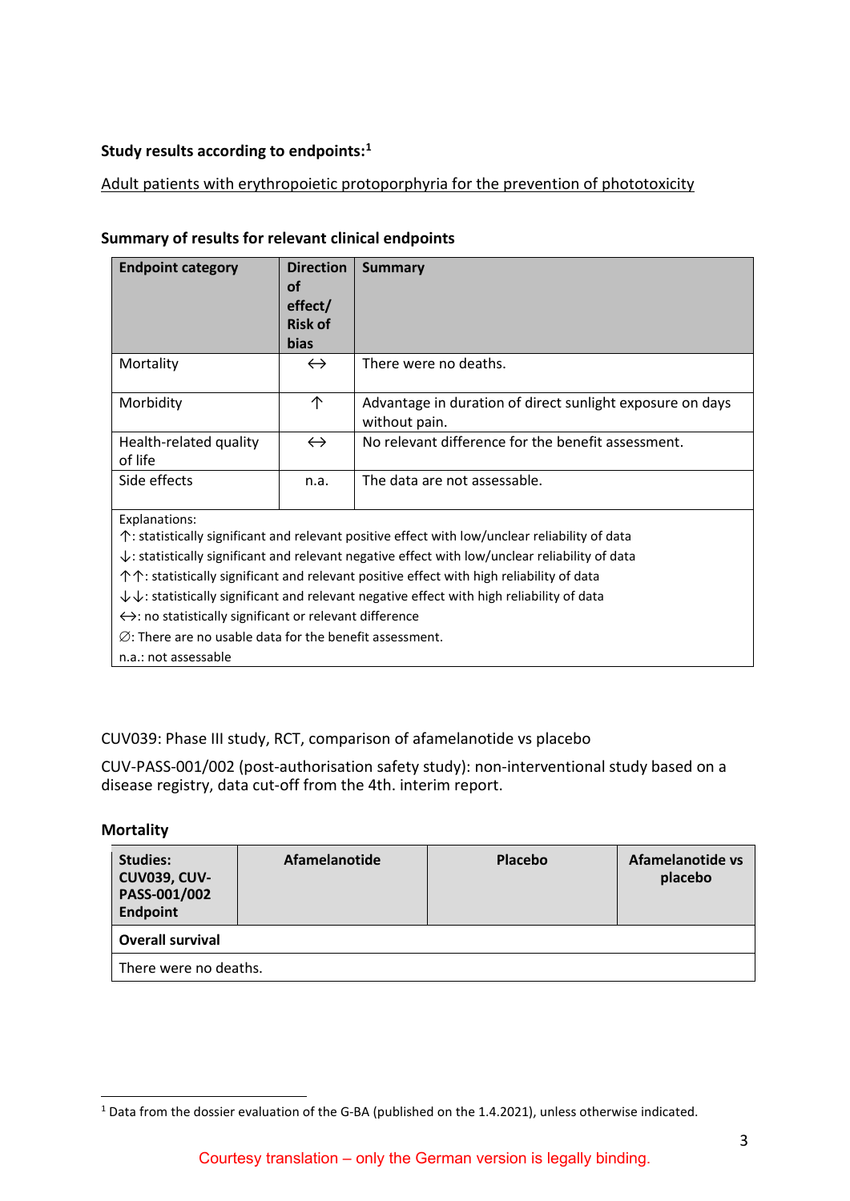**Study results according to endpoints:**[1]

Adult patients with erythropoietic protoporphyria for the prevention of phototoxicity

**Summary of results for relevant clinical endpoints**

| Endpoint category | Direction of effect/ Risk of bias | Summary |
|---|---|---|
| Mortality | ↔ | There were no deaths. |
| Morbidity | ↑ | Advantage in duration of direct sunlight exposure on days without pain. |
| Health-related quality of life | ↔ | No relevant difference for the benefit assessment. |
| Side effects | n.a. | The data are not assessable. |

Explanations:
↑: statistically significant and relevant positive effect with low/unclear reliability of data
↓: statistically significant and relevant negative effect with low/unclear reliability of data
↑↑: statistically significant and relevant positive effect with high reliability of data
↓↓: statistically significant and relevant negative effect with high reliability of data
↔: no statistically significant or relevant difference
∅: There are no usable data for the benefit assessment.
n.a.: not assessable

CUV039: Phase III study, RCT, comparison of afamelanotide vs placebo

CUV-PASS-001/002 (post-authorisation safety study): non-interventional study based on a disease registry, data cut-off from the 4th. interim report.

**Mortality**

| **Studies: CUV039, CUV-PASS-001/002 Endpoint** | **Afamelanotide** | **Placebo** | **Afamelanotide vs placebo** |
|---|---|---|---|
| **Overall survival** | | | |
| There were no deaths. | | | |

[1] Data from the dossier evaluation of the G-BA (published on the 1.4.2021), unless otherwise indicated.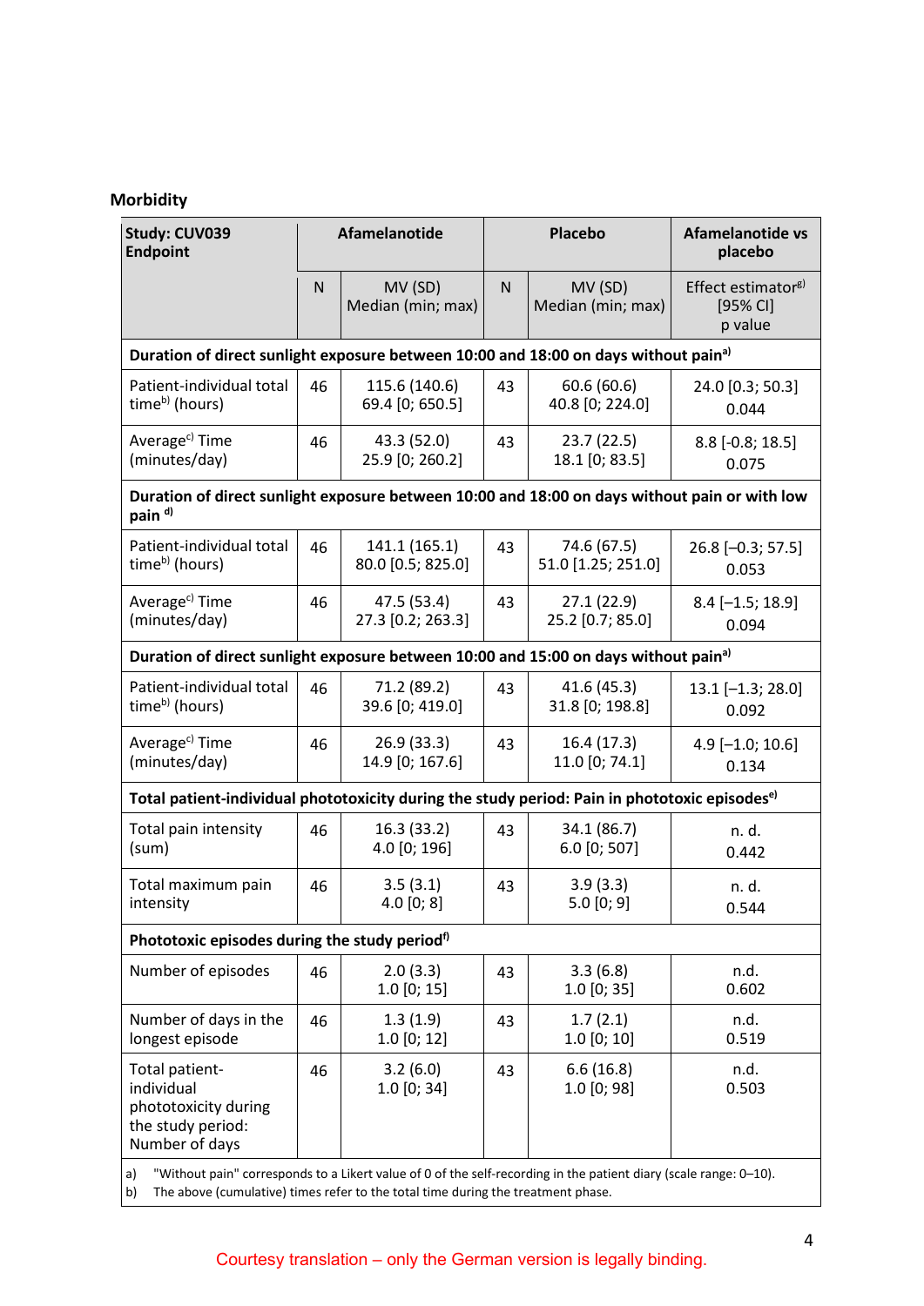### Morbidity

| Study: CUV039<br>Endpoint | Afamelanotide | | Placebo | | Afamelanotide vs placebo |
|---|---|---|---|---|---|
| | N | MV (SD)<br>Median (min; max) | N | MV (SD)<br>Median (min; max) | Effect estimator[g)]<br>[95% CI]<br>p value |
| **Duration of direct sunlight exposure between 10:00 and 18:00 on days without pain[a)]** | | | | | |
| Patient-individual total time[b)] (hours) | 46 | 115.6 (140.6)<br>69.4 [0; 650.5] | 43 | 60.6 (60.6)<br>40.8 [0; 224.0] | 24.0 [0.3; 50.3]<br>0.044 |
| Average[c)] Time (minutes/day) | 46 | 43.3 (52.0)<br>25.9 [0; 260.2] | 43 | 23.7 (22.5)<br>18.1 [0; 83.5] | 8.8 [-0.8; 18.5]<br>0.075 |
| **Duration of direct sunlight exposure between 10:00 and 18:00 on days without pain or with low pain[d)]** | | | | | |
| Patient-individual total time[b)] (hours) | 46 | 141.1 (165.1)<br>80.0 [0.5; 825.0] | 43 | 74.6 (67.5)<br>51.0 [1.25; 251.0] | 26.8 [–0.3; 57.5]<br>0.053 |
| Average[c)] Time (minutes/day) | 46 | 47.5 (53.4)<br>27.3 [0.2; 263.3] | 43 | 27.1 (22.9)<br>25.2 [0.7; 85.0] | 8.4 [–1.5; 18.9]<br>0.094 |
| **Duration of direct sunlight exposure between 10:00 and 15:00 on days without pain[a)]** | | | | | |
| Patient-individual total time[b)] (hours) | 46 | 71.2 (89.2)<br>39.6 [0; 419.0] | 43 | 41.6 (45.3)<br>31.8 [0; 198.8] | 13.1 [–1.3; 28.0]<br>0.092 |
| Average[c)] Time (minutes/day) | 46 | 26.9 (33.3)<br>14.9 [0; 167.6] | 43 | 16.4 (17.3)<br>11.0 [0; 74.1] | 4.9 [–1.0; 10.6]<br>0.134 |
| **Total patient-individual phototoxicity during the study period: Pain in phototoxic episodes[e)]** | | | | | |
| Total pain intensity (sum) | 46 | 16.3 (33.2)<br>4.0 [0; 196] | 43 | 34.1 (86.7)<br>6.0 [0; 507] | n. d.<br>0.442 |
| Total maximum pain intensity | 46 | 3.5 (3.1)<br>4.0 [0; 8] | 43 | 3.9 (3.3)<br>5.0 [0; 9] | n. d.<br>0.544 |
| **Phototoxic episodes during the study period[f)]** | | | | | |
| Number of episodes | 46 | 2.0 (3.3)<br>1.0 [0; 15] | 43 | 3.3 (6.8)<br>1.0 [0; 35] | n.d.<br>0.602 |
| Number of days in the longest episode | 46 | 1.3 (1.9)<br>1.0 [0; 12] | 43 | 1.7 (2.1)<br>1.0 [0; 10] | n.d.<br>0.519 |
| Total patient-individual phototoxicity during the study period: Number of days | 46 | 3.2 (6.0)<br>1.0 [0; 34] | 43 | 6.6 (16.8)<br>1.0 [0; 98] | n.d.<br>0.503 |

a) "Without pain" corresponds to a Likert value of 0 of the self-recording in the patient diary (scale range: 0–10).
b) The above (cumulative) times refer to the total time during the treatment phase.

Courtesy translation – only the German version is legally binding.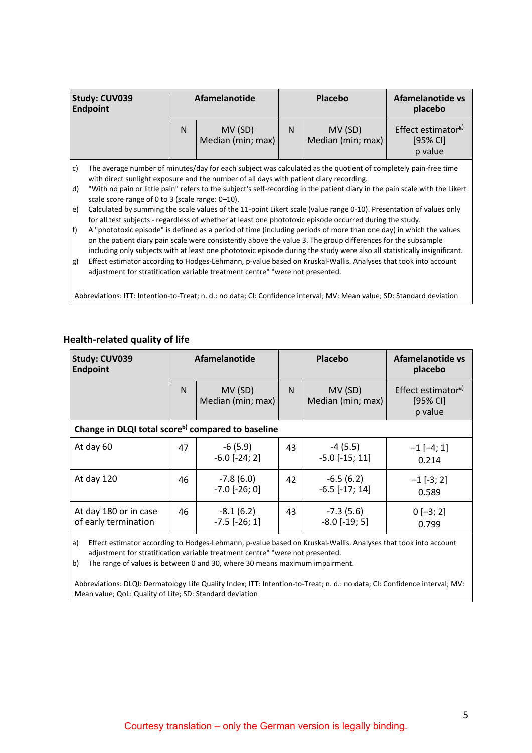| Study: CUV039<br>Endpoint | Afamelanotide | | Placebo | | Afamelanotide vs placebo |
|---|---|---|---|---|---|
| | N | MV (SD)<br>Median (min; max) | N | MV (SD)<br>Median (min; max) | Effect estimator[g)]<br>[95% CI]<br>p value |

c) The average number of minutes/day for each subject was calculated as the quotient of completely pain-free time with direct sunlight exposure and the number of all days with patient diary recording.
d) "With no pain or little pain" refers to the subject's self-recording in the patient diary in the pain scale with the Likert scale score range of 0 to 3 (scale range: 0–10).
e) Calculated by summing the scale values of the 11-point Likert scale (value range 0-10). Presentation of values only for all test subjects - regardless of whether at least one phototoxic episode occurred during the study.
f) A "phototoxic episode" is defined as a period of time (including periods of more than one day) in which the values on the patient diary pain scale were consistently above the value 3. The group differences for the subsample including only subjects with at least one phototoxic episode during the study were also all statistically insignificant.
g) Effect estimator according to Hodges-Lehmann, p-value based on Kruskal-Wallis. Analyses that took into account adjustment for stratification variable treatment centre" "were not presented.

Abbreviations: ITT: Intention-to-Treat; n. d.: no data; CI: Confidence interval; MV: Mean value; SD: Standard deviation

### Health-related quality of life

| Study: CUV039<br>Endpoint | Afamelanotide | | Placebo | | Afamelanotide vs placebo |
|---|---|---|---|---|---|
| | N | MV (SD)<br>Median (min; max) | N | MV (SD)<br>Median (min; max) | Effect estimator[a)]<br>[95% CI]<br>p value |
| **Change in DLQI total score[b)] compared to baseline** | | | | | |
| At day 60 | 47 | -6 (5.9)<br>-6.0 [-24; 2] | 43 | -4 (5.5)<br>-5.0 [-15; 11] | −1 [−4; 1]<br>0.214 |
| At day 120 | 46 | -7.8 (6.0)<br>-7.0 [-26; 0] | 42 | -6.5 (6.2)<br>-6.5 [-17; 14] | −1 [-3; 2]<br>0.589 |
| At day 180 or in case of early termination | 46 | -8.1 (6.2)<br>-7.5 [-26; 1] | 43 | -7.3 (5.6)<br>-8.0 [-19; 5] | 0 [−3; 2]<br>0.799 |

a) Effect estimator according to Hodges-Lehmann, p-value based on Kruskal-Wallis. Analyses that took into account adjustment for stratification variable treatment centre" "were not presented.
b) The range of values is between 0 and 30, where 30 means maximum impairment.

Abbreviations: DLQI: Dermatology Life Quality Index; ITT: Intention-to-Treat; n. d.: no data; CI: Confidence interval; MV: Mean value; QoL: Quality of Life; SD: Standard deviation

Courtesy translation – only the German version is legally binding.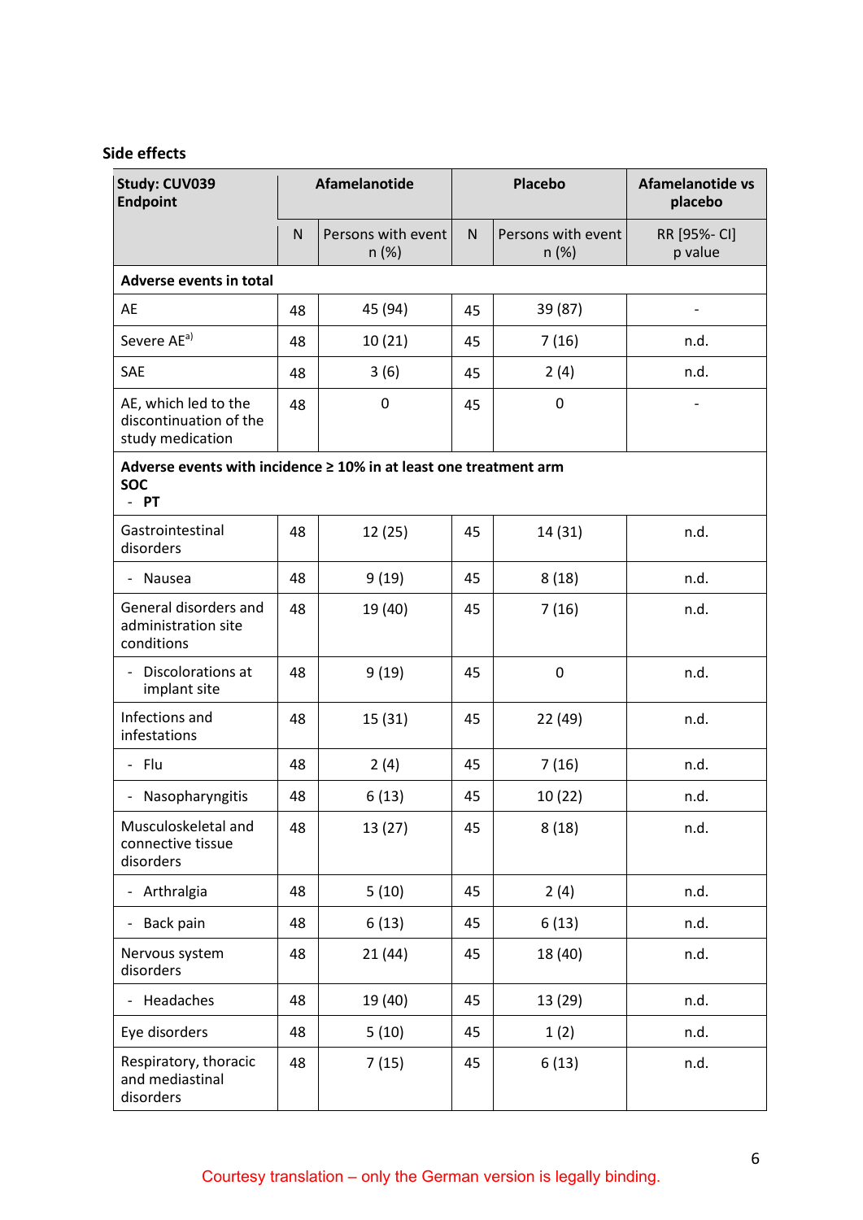## Side effects

| Study: CUV039 Endpoint | Afamelanotide | | Placebo | | Afamelanotide vs placebo |
|---|---|---|---|---|---|
| | N | Persons with event n (%) | N | Persons with event n (%) | RR [95%- CI] p value |
| **Adverse events in total** | | | | | |
| AE | 48 | 45 (94) | 45 | 39 (87) | - |
| Severe AE[a)] | 48 | 10 (21) | 45 | 7 (16) | n.d. |
| SAE | 48 | 3 (6) | 45 | 2 (4) | n.d. |
| AE, which led to the discontinuation of the study medication | 48 | 0 | 45 | 0 | - |
| **Adverse events with incidence ≥ 10% in at least one treatment arm SOC - PT** | | | | | |
| Gastrointestinal disorders | 48 | 12 (25) | 45 | 14 (31) | n.d. |
| - Nausea | 48 | 9 (19) | 45 | 8 (18) | n.d. |
| General disorders and administration site conditions | 48 | 19 (40) | 45 | 7 (16) | n.d. |
| - Discolorations at implant site | 48 | 9 (19) | 45 | 0 | n.d. |
| Infections and infestations | 48 | 15 (31) | 45 | 22 (49) | n.d. |
| - Flu | 48 | 2 (4) | 45 | 7 (16) | n.d. |
| - Nasopharyngitis | 48 | 6 (13) | 45 | 10 (22) | n.d. |
| Musculoskeletal and connective tissue disorders | 48 | 13 (27) | 45 | 8 (18) | n.d. |
| - Arthralgia | 48 | 5 (10) | 45 | 2 (4) | n.d. |
| - Back pain | 48 | 6 (13) | 45 | 6 (13) | n.d. |
| Nervous system disorders | 48 | 21 (44) | 45 | 18 (40) | n.d. |
| - Headaches | 48 | 19 (40) | 45 | 13 (29) | n.d. |
| Eye disorders | 48 | 5 (10) | 45 | 1 (2) | n.d. |
| Respiratory, thoracic and mediastinal disorders | 48 | 7 (15) | 45 | 6 (13) | n.d. |

Courtesy translation – only the German version is legally binding.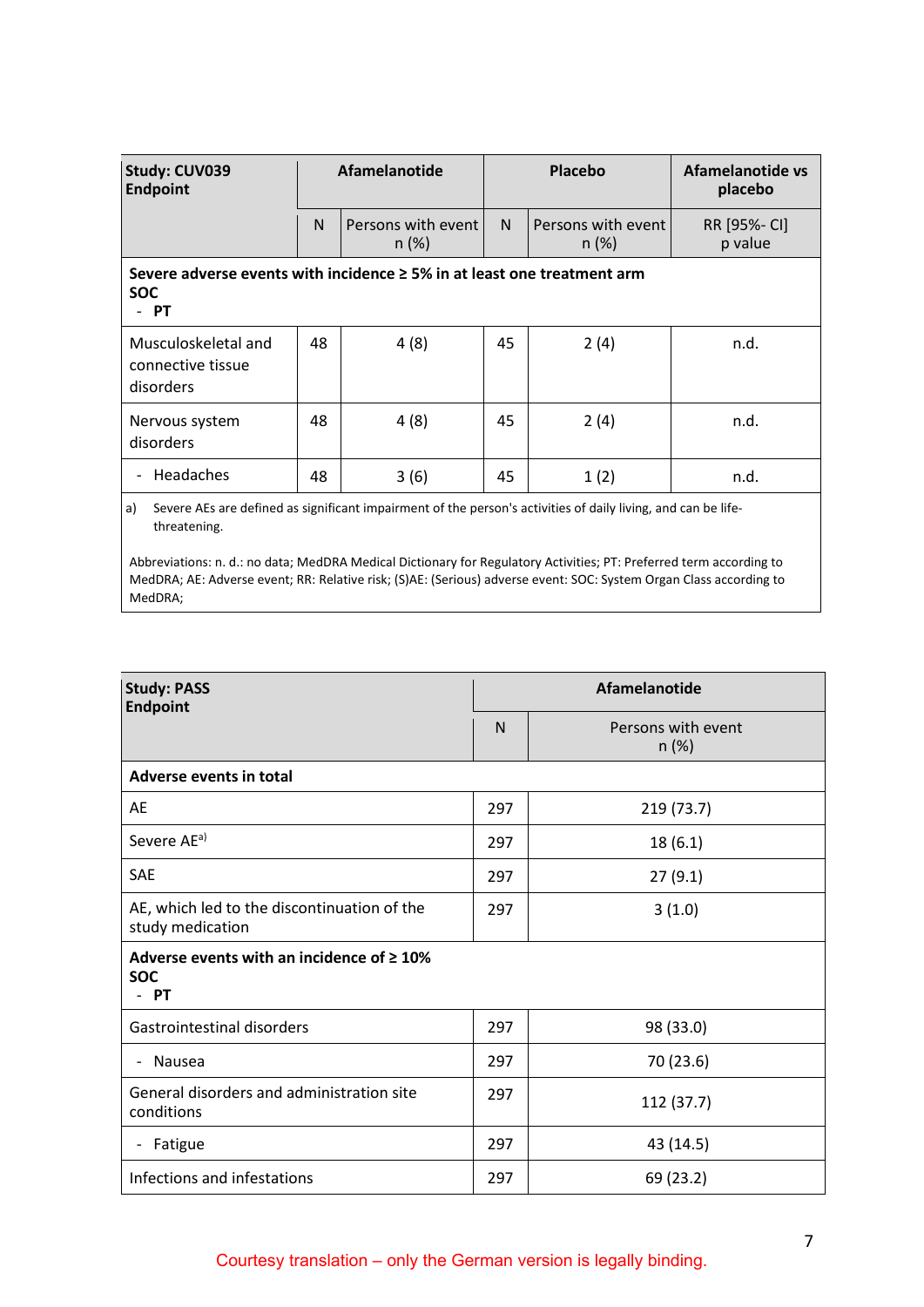| Study: CUV039<br>Endpoint | Afamelanotide | | Placebo | | Afamelanotide vs placebo |
|---|---|---|---|---|---|
| | N | Persons with event<br>n (%) | N | Persons with event<br>n (%) | RR [95%- CI]<br>p value |
| **Severe adverse events with incidence ≥ 5% in at least one treatment arm**<br>**SOC**<br>- **PT** | | | | | |
| Musculoskeletal and connective tissue disorders | 48 | 4 (8) | 45 | 2 (4) | n.d. |
| Nervous system disorders | 48 | 4 (8) | 45 | 2 (4) | n.d. |
| - Headaches | 48 | 3 (6) | 45 | 1 (2) | n.d. |

a) Severe AEs are defined as significant impairment of the person's activities of daily living, and can be life-threatening.

Abbreviations: n. d.: no data; MedDRA Medical Dictionary for Regulatory Activities; PT: Preferred term according to MedDRA; AE: Adverse event; RR: Relative risk; (S)AE: (Serious) adverse event: SOC: System Organ Class according to MedDRA;

| Study: PASS<br>Endpoint | Afamelanotide | |
|---|---|---|
| | N | Persons with event<br>n (%) |
| **Adverse events in total** | | |
| AE | 297 | 219 (73.7) |
| Severe AE[a)] | 297 | 18 (6.1) |
| SAE | 297 | 27 (9.1) |
| AE, which led to the discontinuation of the study medication | 297 | 3 (1.0) |
| **Adverse events with an incidence of ≥ 10%**<br>**SOC**<br>- **PT** | | |
| Gastrointestinal disorders | 297 | 98 (33.0) |
| - Nausea | 297 | 70 (23.6) |
| General disorders and administration site conditions | 297 | 112 (37.7) |
| - Fatigue | 297 | 43 (14.5) |
| Infections and infestations | 297 | 69 (23.2) |

Courtesy translation – only the German version is legally binding.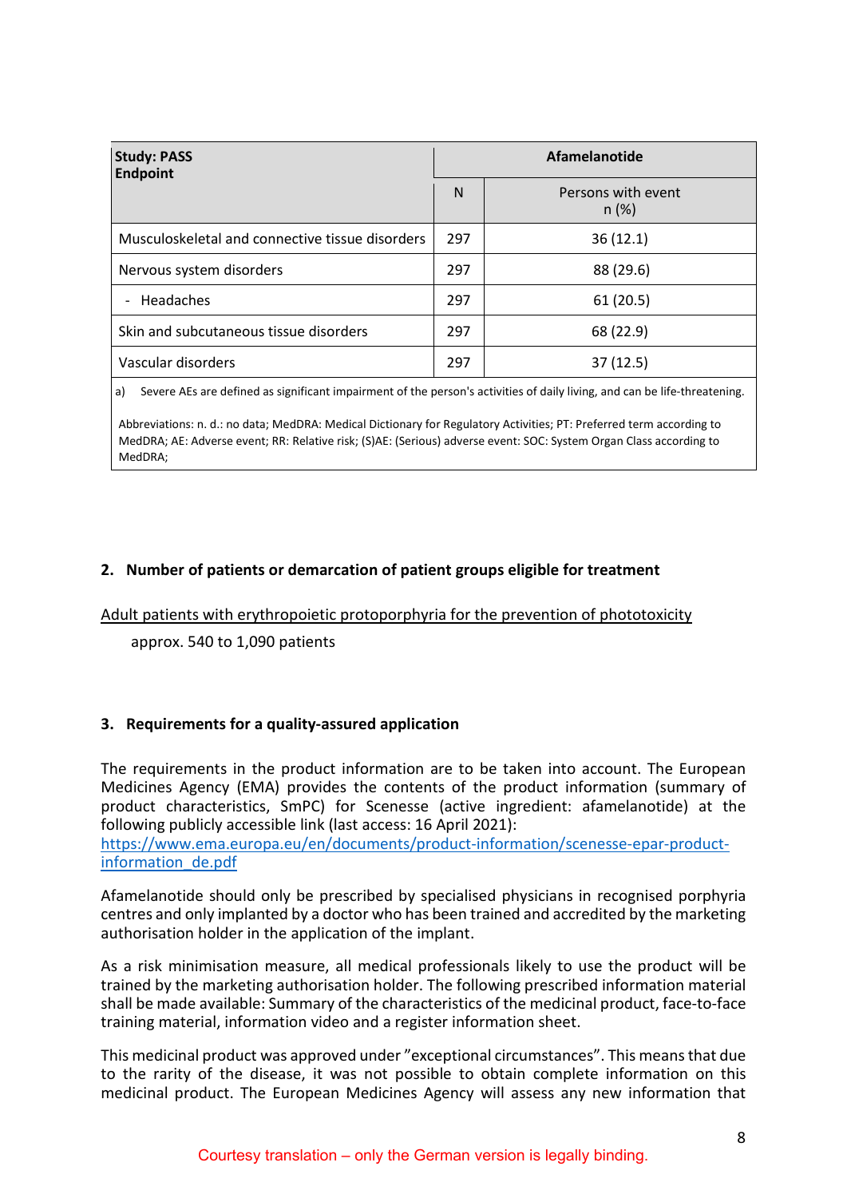| Study: PASS<br>Endpoint | Afamelanotide | |
|---|---|---|
| | N | Persons with event<br>n (%) |
| Musculoskeletal and connective tissue disorders | 297 | 36 (12.1) |
| Nervous system disorders | 297 | 88 (29.6) |
| - Headaches | 297 | 61 (20.5) |
| Skin and subcutaneous tissue disorders | 297 | 68 (22.9) |
| Vascular disorders | 297 | 37 (12.5) |

a) Severe AEs are defined as significant impairment of the person's activities of daily living, and can be life-threatening.

Abbreviations: n. d.: no data; MedDRA: Medical Dictionary for Regulatory Activities; PT: Preferred term according to MedDRA; AE: Adverse event; RR: Relative risk; (S)AE: (Serious) adverse event: SOC: System Organ Class according to MedDRA;

## 2. Number of patients or demarcation of patient groups eligible for treatment

Adult patients with erythropoietic protoporphyria for the prevention of phototoxicity

approx. 540 to 1,090 patients

## 3. Requirements for a quality-assured application

The requirements in the product information are to be taken into account. The European Medicines Agency (EMA) provides the contents of the product information (summary of product characteristics, SmPC) for Scenesse (active ingredient: afamelanotide) at the following publicly accessible link (last access: 16 April 2021):
https://www.ema.europa.eu/en/documents/product-information/scenesse-epar-product-information_de.pdf

Afamelanotide should only be prescribed by specialised physicians in recognised porphyria centres and only implanted by a doctor who has been trained and accredited by the marketing authorisation holder in the application of the implant.

As a risk minimisation measure, all medical professionals likely to use the product will be trained by the marketing authorisation holder. The following prescribed information material shall be made available: Summary of the characteristics of the medicinal product, face-to-face training material, information video and a register information sheet.

This medicinal product was approved under "exceptional circumstances". This means that due to the rarity of the disease, it was not possible to obtain complete information on this medicinal product. The European Medicines Agency will assess any new information that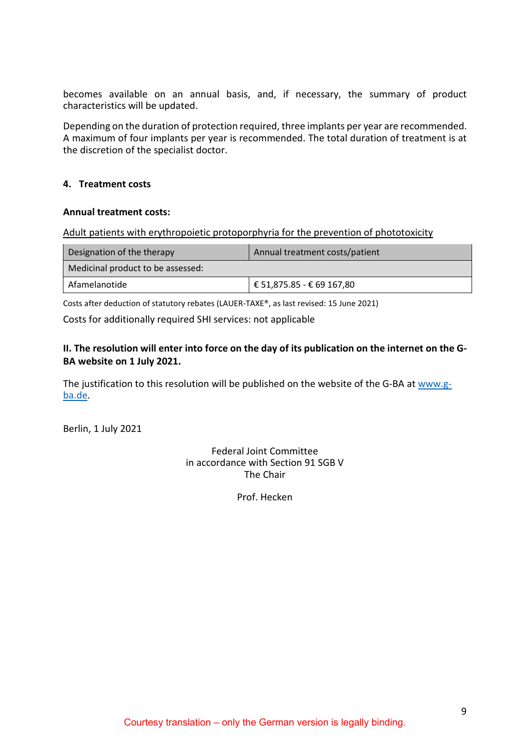becomes available on an annual basis, and, if necessary, the summary of product characteristics will be updated.

Depending on the duration of protection required, three implants per year are recommended. A maximum of four implants per year is recommended. The total duration of treatment is at the discretion of the specialist doctor.

#### 4. Treatment costs

**Annual treatment costs:**

Adult patients with erythropoietic protoporphyria for the prevention of phototoxicity

| Designation of the therapy | Annual treatment costs/patient |
|---|---|
| Medicinal product to be assessed: | |
| Afamelanotide | € 51,875.85 - € 69 167,80 |

Costs after deduction of statutory rebates (LAUER-TAXE®, as last revised: 15 June 2021)

Costs for additionally required SHI services: not applicable

**II. The resolution will enter into force on the day of its publication on the internet on the G-BA website on 1 July 2021.**

The justification to this resolution will be published on the website of the G-BA at www.g-ba.de.

Berlin, 1 July 2021

Federal Joint Committee
in accordance with Section 91 SGB V
The Chair

Prof. Hecken

Courtesy translation – only the German version is legally binding.